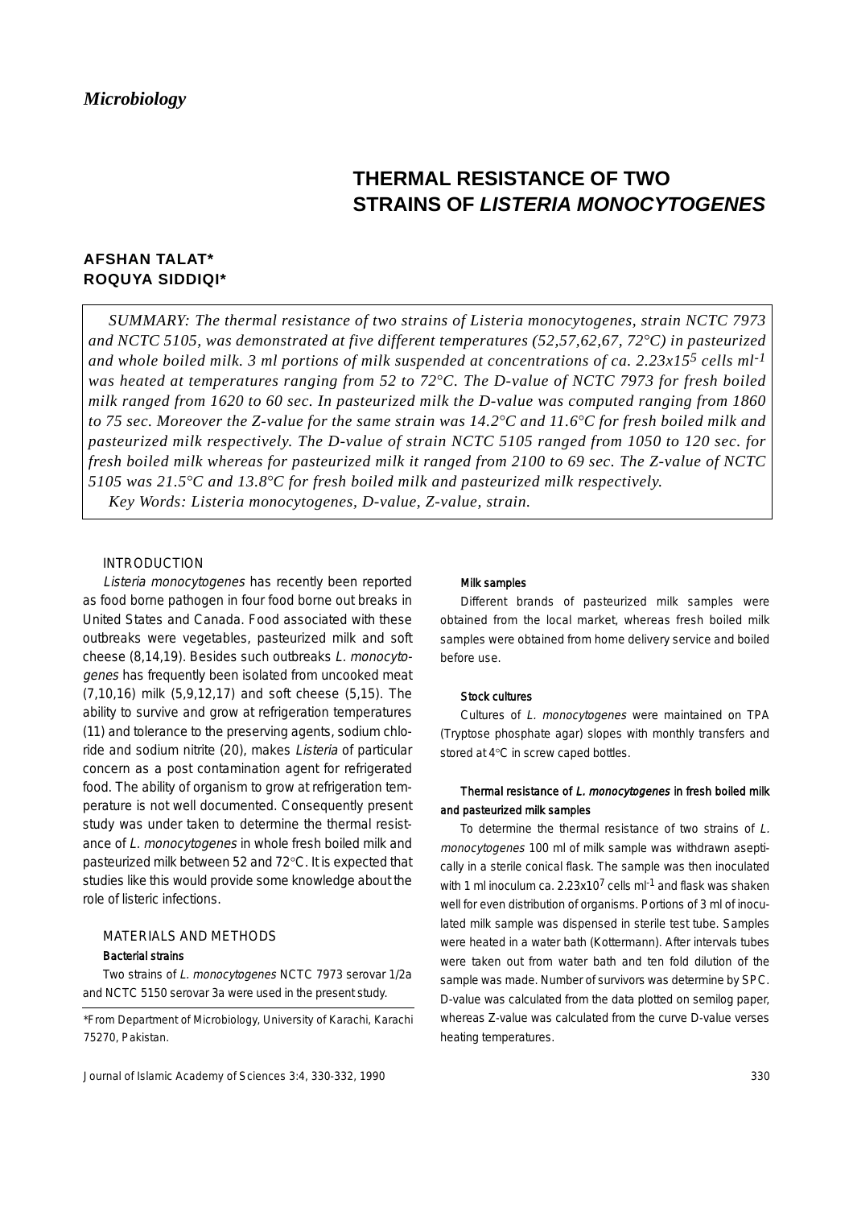*Microbiology*

# THERMAL RESISTANCE OF TWO STRAINS OF *LISTERIA MONOCYTOGENES*

**AFSHAN TALAT\***
**ROQUYA SIDDIQI\***

*SUMMARY: The thermal resistance of two strains of Listeria monocytogenes, strain NCTC 7973 and NCTC 5105, was demonstrated at five different temperatures (52,57,62,67, 72°C) in pasteurized and whole boiled milk. 3 ml portions of milk suspended at concentrations of ca. 2.23x15$^5$ cells ml$^{-1}$ was heated at temperatures ranging from 52 to 72°C. The D-value of NCTC 7973 for fresh boiled milk ranged from 1620 to 60 sec. In pasteurized milk the D-value was computed ranging from 1860 to 75 sec. Moreover the Z-value for the same strain was 14.2°C and 11.6°C for fresh boiled milk and pasteurized milk respectively. The D-value of strain NCTC 5105 ranged from 1050 to 120 sec. for fresh boiled milk whereas for pasteurized milk it ranged from 2100 to 69 sec. The Z-value of NCTC 5105 was 21.5°C and 13.8°C for fresh boiled milk and pasteurized milk respectively.*

*Key Words: Listeria monocytogenes, D-value, Z-value, strain.*

## INTRODUCTION

*Listeria monocytogenes* has recently been reported as food borne pathogen in four food borne out breaks in United States and Canada. Food associated with these outbreaks were vegetables, pasteurized milk and soft cheese (8,14,19). Besides such outbreaks *L. monocytogenes* has frequently been isolated from uncooked meat (7,10,16) milk (5,9,12,17) and soft cheese (5,15). The ability to survive and grow at refrigeration temperatures (11) and tolerance to the preserving agents, sodium chloride and sodium nitrite (20), makes *Listeria* of particular concern as a post contamination agent for refrigerated food. The ability of organism to grow at refrigeration temperature is not well documented. Consequently present study was under taken to determine the thermal resistance of *L. monocytogenes* in whole fresh boiled milk and pasteurized milk between 52 and 72°C. It is expected that studies like this would provide some knowledge about the role of listeric infections.

## MATERIALS AND METHODS

### Bacterial strains

Two strains of *L. monocytogenes* NCTC 7973 serovar 1/2a and NCTC 5150 serovar 3a were used in the present study.

\*From Department of Microbiology, University of Karachi, Karachi 75270, Pakistan.

### Milk samples

Different brands of pasteurized milk samples were obtained from the local market, whereas fresh boiled milk samples were obtained from home delivery service and boiled before use.

### Stock cultures

Cultures of *L. monocytogenes* were maintained on TPA (Tryptose phosphate agar) slopes with monthly transfers and stored at 4°C in screw caped bottles.

### Thermal resistance of *L. monocytogenes* in fresh boiled milk and pasteurized milk samples

To determine the thermal resistance of two strains of *L. monocytogenes* 100 ml of milk sample was withdrawn aseptically in a sterile conical flask. The sample was then inoculated with 1 ml inoculum ca. 2.23x10$^7$ cells ml$^{-1}$ and flask was shaken well for even distribution of organisms. Portions of 3 ml of inoculated milk sample was dispensed in sterile test tube. Samples were heated in a water bath (Kottermann). After intervals tubes were taken out from water bath and ten fold dilution of the sample was made. Number of survivors was determine by SPC. D-value was calculated from the data plotted on semilog paper, whereas Z-value was calculated from the curve D-value verses heating temperatures.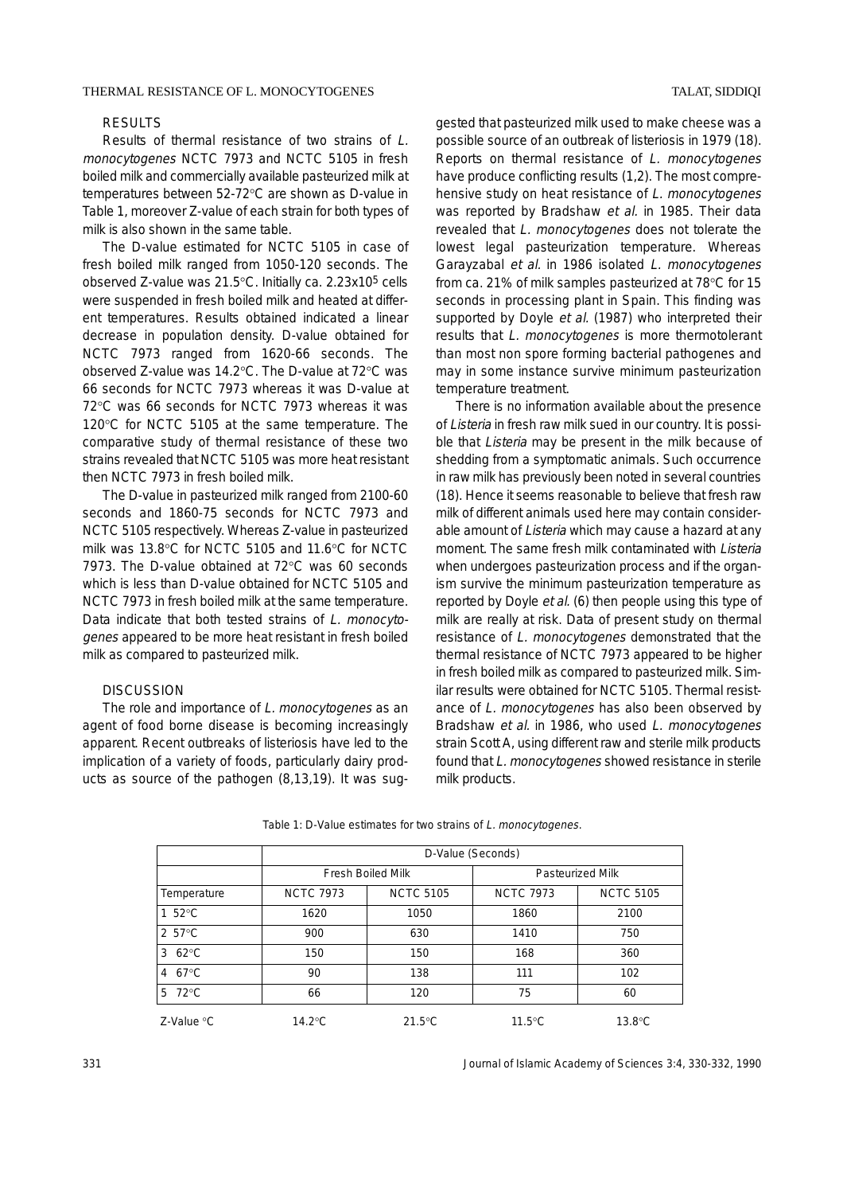## RESULTS

Results of thermal resistance of two strains of *L. monocytogenes* NCTC 7973 and NCTC 5105 in fresh boiled milk and commercially available pasteurized milk at temperatures between 52-72°C are shown as D-value in Table 1, moreover Z-value of each strain for both types of milk is also shown in the same table.

The D-value estimated for NCTC 5105 in case of fresh boiled milk ranged from 1050-120 seconds. The observed Z-value was 21.5°C. Initially ca. $2.23 \times 10^5$ cells were suspended in fresh boiled milk and heated at different temperatures. Results obtained indicated a linear decrease in population density. D-value obtained for NCTC 7973 ranged from 1620-66 seconds. The observed Z-value was 14.2°C. The D-value at 72°C was 66 seconds for NCTC 7973 whereas it was D-value at 72°C was 66 seconds for NCTC 7973 whereas it was 120°C for NCTC 5105 at the same temperature. The comparative study of thermal resistance of these two strains revealed that NCTC 5105 was more heat resistant then NCTC 7973 in fresh boiled milk.

The D-value in pasteurized milk ranged from 2100-60 seconds and 1860-75 seconds for NCTC 7973 and NCTC 5105 respectively. Whereas Z-value in pasteurized milk was 13.8°C for NCTC 5105 and 11.6°C for NCTC 7973. The D-value obtained at 72°C was 60 seconds which is less than D-value obtained for NCTC 5105 and NCTC 7973 in fresh boiled milk at the same temperature. Data indicate that both tested strains of *L. monocytogenes* appeared to be more heat resistant in fresh boiled milk as compared to pasteurized milk.

## DISCUSSION

The role and importance of *L. monocytogenes* as an agent of food borne disease is becoming increasingly apparent. Recent outbreaks of listeriosis have led to the implication of a variety of foods, particularly dairy products as source of the pathogen (8,13,19). It was suggested that pasteurized milk used to make cheese was a possible source of an outbreak of listeriosis in 1979 (18). Reports on thermal resistance of *L. monocytogenes* have produce conflicting results (1,2). The most comprehensive study on heat resistance of *L. monocytogenes* was reported by Bradshaw *et al.* in 1985. Their data revealed that *L. monocytogenes* does not tolerate the lowest legal pasteurization temperature. Whereas Garayzabal *et al.* in 1986 isolated *L. monocytogenes* from ca. 21% of milk samples pasteurized at 78°C for 15 seconds in processing plant in Spain. This finding was supported by Doyle *et al.* (1987) who interpreted their results that *L. monocytogenes* is more thermotolerant than most non spore forming bacterial pathogenes and may in some instance survive minimum pasteurization temperature treatment.

There is no information available about the presence of *Listeria* in fresh raw milk sued in our country. It is possible that *Listeria* may be present in the milk because of shedding from a symptomatic animals. Such occurrence in raw milk has previously been noted in several countries (18). Hence it seems reasonable to believe that fresh raw milk of different animals used here may contain considerable amount of *Listeria* which may cause a hazard at any moment. The same fresh milk contaminated with *Listeria* when undergoes pasteurization process and if the organism survive the minimum pasteurization temperature as reported by Doyle *et al.* (6) then people using this type of milk are really at risk. Data of present study on thermal resistance of *L. monocytogenes* demonstrated that the thermal resistance of NCTC 7973 appeared to be higher in fresh boiled milk as compared to pasteurized milk. Similar results were obtained for NCTC 5105. Thermal resistance of *L. monocytogenes* has also been observed by Bradshaw *et al.* in 1986, who used *L. monocytogenes* strain Scott A, using different raw and sterile milk products found that *L. monocytogenes* showed resistance in sterile milk products.

Table 1: D-Value estimates for two strains of *L. monocytogenes*.

| | D-Value (Seconds) | | | |
|---|---|---|---|---|
| | Fresh Boiled Milk | | Pasteurized Milk | |
| Temperature | NCTC 7973 | NCTC 5105 | NCTC 7973 | NCTC 5105 |
| 1 52°C | 1620 | 1050 | 1860 | 2100 |
| 2 57°C | 900 | 630 | 1410 | 750 |
| 3 62°C | 150 | 150 | 168 | 360 |
| 4 67°C | 90 | 138 | 111 | 102 |
| 5 72°C | 66 | 120 | 75 | 60 |
| Z-Value °C | 14.2°C | 21.5°C | 11.5°C | 13.8°C |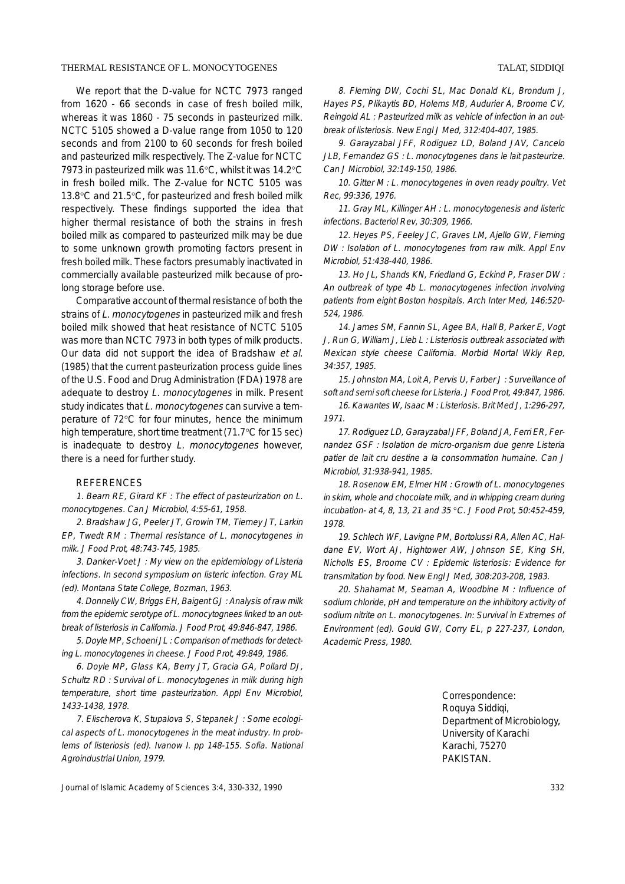We report that the D-value for NCTC 7973 ranged from 1620 - 66 seconds in case of fresh boiled milk, whereas it was 1860 - 75 seconds in pasteurized milk. NCTC 5105 showed a D-value range from 1050 to 120 seconds and from 2100 to 60 seconds for fresh boiled and pasteurized milk respectively. The Z-value for NCTC 7973 in pasteurized milk was 11.6°C, whilst it was 14.2°C in fresh boiled milk. The Z-value for NCTC 5105 was 13.8°C and 21.5°C, for pasteurized and fresh boiled milk respectively. These findings supported the idea that higher thermal resistance of both the strains in fresh boiled milk as compared to pasteurized milk may be due to some unknown growth promoting factors present in fresh boiled milk. These factors presumably inactivated in commercially available pasteurized milk because of prolong storage before use.

Comparative account of thermal resistance of both the strains of *L. monocytogenes* in pasteurized milk and fresh boiled milk showed that heat resistance of NCTC 5105 was more than NCTC 7973 in both types of milk products. Our data did not support the idea of Bradshaw *et al.* (1985) that the current pasteurization process guide lines of the U.S. Food and Drug Administration (FDA) 1978 are adequate to destroy *L. monocytogenes* in milk. Present study indicates that *L. monocytogenes* can survive a temperature of 72°C for four minutes, hence the minimum high temperature, short time treatment (71.7°C for 15 sec) is inadequate to destroy *L. monocytogenes* however, there is a need for further study.

## REFERENCES

1. Bearn RE, Girard KF : The effect of pasteurization on L. monocytogenes. Can J Microbiol, 4:55-61, 1958.

2. Bradshaw JG, Peeler JT, Growin TM, Tierney JT, Larkin EP, Twedt RM : Thermal resistance of L. monocytogenes in milk. J Food Prot, 48:743-745, 1985.

3. Danker-Voet J : My view on the epidemiology of Listeria infections. In second symposium on listeric infection. Gray ML (ed). Montana State College, Bozman, 1963.

4. Donnelly CW, Briggs EH, Baigent GJ : Analysis of raw milk from the epidemic serotype of L. monocytognees linked to an outbreak of listeriosis in California. J Food Prot, 49:846-847, 1986.

5. Doyle MP, Schoeni JL : Comparison of methods for detecting L. monocytogenes in cheese. J Food Prot, 49:849, 1986.

6. Doyle MP, Glass KA, Berry JT, Gracia GA, Pollard DJ, Schultz RD : Survival of L. monocytogenes in milk during high temperature, short time pasteurization. Appl Env Microbiol, 1433-1438, 1978.

7. Elischerova K, Stupalova S, Stepanek J : Some ecological aspects of L. monocytogenes in the meat industry. In problems of listeriosis (ed). Ivanow I. pp 148-155. Sofia. National Agroindustrial Union, 1979.

8. Fleming DW, Cochi SL, Mac Donald KL, Brondum J, Hayes PS, Plikaytis BD, Holems MB, Audurier A, Broome CV, Reingold AL : Pasteurized milk as vehicle of infection in an outbreak of listeriosis. New Engl J Med, 312:404-407, 1985.

9. Garayzabal JFF, Rodiguez LD, Boland JAV, Cancelo JLB, Fernandez GS : L. monocytogenes dans le lait pasteurize. Can J Microbiol, 32:149-150, 1986.

10. Gitter M : L. monocytogenes in oven ready poultry. Vet Rec, 99:336, 1976.

11. Gray ML, Killinger AH : L. monocytogenesis and listeric infections. Bacteriol Rev, 30:309, 1966.

12. Heyes PS, Feeley JC, Graves LM, Ajello GW, Fleming DW : Isolation of L. monocytogenes from raw milk. Appl Env Microbiol, 51:438-440, 1986.

13. Ho JL, Shands KN, Friedland G, Eckind P, Fraser DW : An outbreak of type 4b L. monocytogenes infection involving patients from eight Boston hospitals. Arch Inter Med, 146:520-524, 1986.

14. James SM, Fannin SL, Agee BA, Hall B, Parker E, Vogt J, Run G, William J, Lieb L : Listeriosis outbreak associated with Mexican style cheese California. Morbid Mortal Wkly Rep, 34:357, 1985.

15. Johnston MA, Loit A, Pervis U, Farber J : Surveillance of soft and semi soft cheese for Listeria. J Food Prot, 49:847, 1986.

16. Kawantes W, Isaac M : Listeriosis. Brit Med J, 1:296-297, 1971.

17. Rodiguez LD, Garayzabal JFF, Boland JA, Ferri ER, Fernandez GSF : Isolation de micro-organism due genre Listeria patier de lait cru destine a la consommation humaine. Can J Microbiol, 31:938-941, 1985.

18. Rosenow EM, Elmer HM : Growth of L. monocytogenes in skim, whole and chocolate milk, and in whipping cream during incubation- at 4, 8, 13, 21 and 35 °C. J Food Prot, 50:452-459, 1978.

19. Schlech WF, Lavigne PM, Bortolussi RA, Allen AC, Haldane EV, Wort AJ, Hightower AW, Johnson SE, King SH, Nicholls ES, Broome CV : Epidemic listeriosis: Evidence for transmitation by food. New Engl J Med, 308:203-208, 1983.

20. Shahamat M, Seaman A, Woodbine M : Influence of sodium chloride, pH and temperature on the inhibitory activity of sodium nitrite on L. monocytogenes. In: Survival in Extremes of Environment (ed). Gould GW, Corry EL, p 227-237, London, Academic Press, 1980.

Correspondence:
Roquya Siddiqi,
Department of Microbiology,
University of Karachi
Karachi, 75270
PAKISTAN.